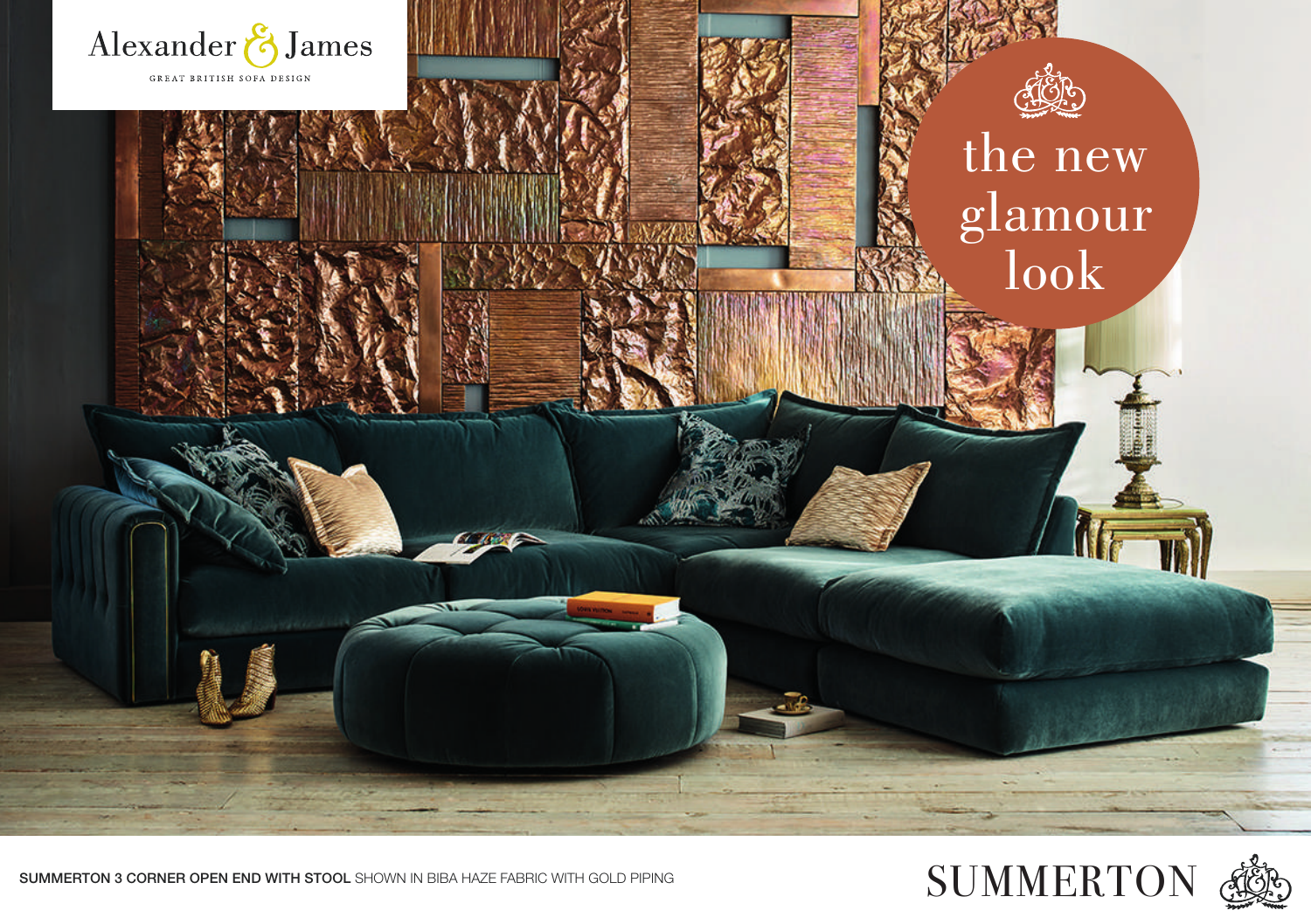Alexander & James

GREAT BRITISH SOFA DESIGN

# the new glamour look

**SUMMERTON 3 CORNER OPEN END WITH STOOL** SHOWN IN BIBA HAZE FABRIC WITH GOLD PIPING

SUMMERTON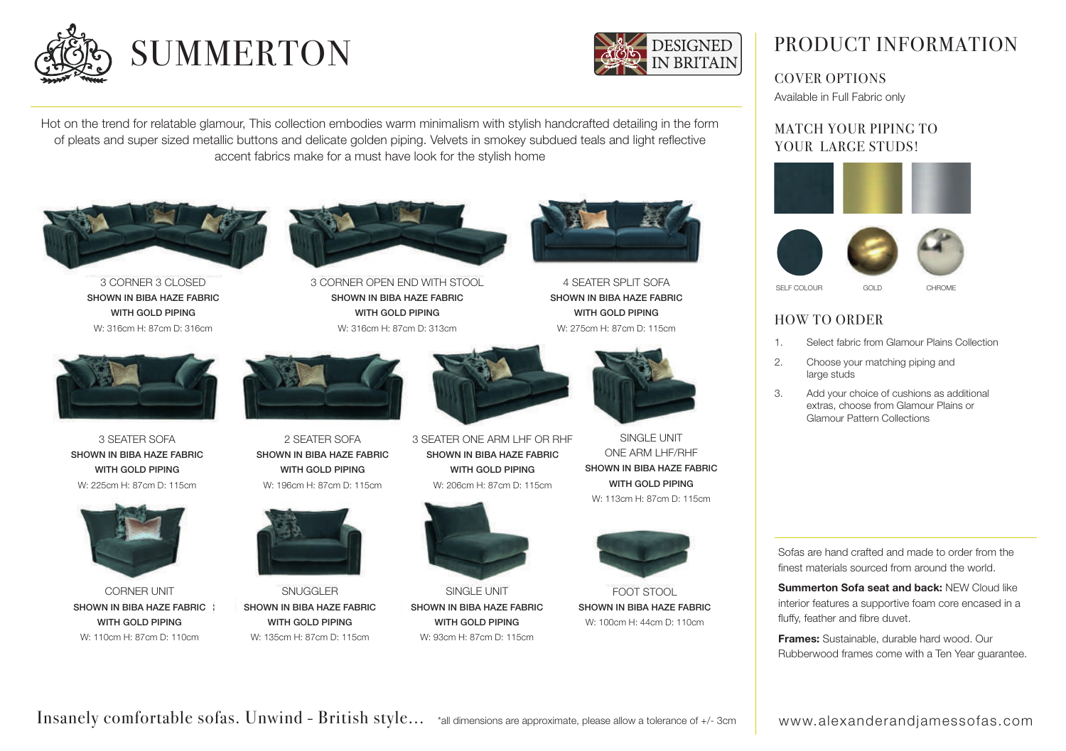# SUMMERTON

DESIGNED IN BRITAIN

Hot on the trend for relatable glamour, This collection embodies warm minimalism with stylish handcrafted detailing in the form of pleats and super sized metallic buttons and delicate golden piping. Velvets in smokey subdued teals and light reflective accent fabrics make for a must have look for the stylish home

3 CORNER 3 CLOSED
**SHOWN IN BIBA HAZE FABRIC WITH GOLD PIPING**
W: 316cm H: 87cm D: 316cm

3 CORNER OPEN END WITH STOOL
**SHOWN IN BIBA HAZE FABRIC WITH GOLD PIPING**
W: 316cm H: 87cm D: 313cm

4 SEATER SPLIT SOFA
**SHOWN IN BIBA HAZE FABRIC WITH GOLD PIPING**
W: 275cm H: 87cm D: 115cm

3 SEATER SOFA
**SHOWN IN BIBA HAZE FABRIC WITH GOLD PIPING**
W: 225cm H: 87cm D: 115cm

2 SEATER SOFA
**SHOWN IN BIBA HAZE FABRIC WITH GOLD PIPING**
W: 196cm H: 87cm D: 115cm

3 SEATER ONE ARM LHF OR RHF
**SHOWN IN BIBA HAZE FABRIC WITH GOLD PIPING**
W: 206cm H: 87cm D: 115cm

SINGLE UNIT ONE ARM LHF/RHF
**SHOWN IN BIBA HAZE FABRIC WITH GOLD PIPING**
W: 113cm H: 87cm D: 115cm

CORNER UNIT
**SHOWN IN BIBA HAZE FABRIC WITH GOLD PIPING**
W: 110cm H: 87cm D: 110cm

SNUGGLER
**SHOWN IN BIBA HAZE FABRIC WITH GOLD PIPING**
W: 135cm H: 87cm D: 115cm

SINGLE UNIT
**SHOWN IN BIBA HAZE FABRIC WITH GOLD PIPING**
W: 93cm H: 87cm D: 115cm

FOOT STOOL
**SHOWN IN BIBA HAZE FABRIC**
W: 100cm H: 44cm D: 110cm

## PRODUCT INFORMATION

### COVER OPTIONS

Available in Full Fabric only

### MATCH YOUR PIPING TO YOUR LARGE STUDS!

SELF COLOUR GOLD CHROME

### HOW TO ORDER

1. Select fabric from Glamour Plains Collection
2. Choose your matching piping and large studs
3. Add your choice of cushions as additional extras, choose from Glamour Plains or Glamour Pattern Collections

Sofas are hand crafted and made to order from the finest materials sourced from around the world.

**Summerton Sofa seat and back:** NEW Cloud like interior features a supportive foam core encased in a fluffy, feather and fibre duvet.

**Frames:** Sustainable, durable hard wood. Our Rubberwood frames come with a Ten Year guarantee.

Insanely comfortable sofas. Unwind - British style... *all dimensions are approximate, please allow a tolerance of +/- 3cm

www.alexanderandjamessofas.com